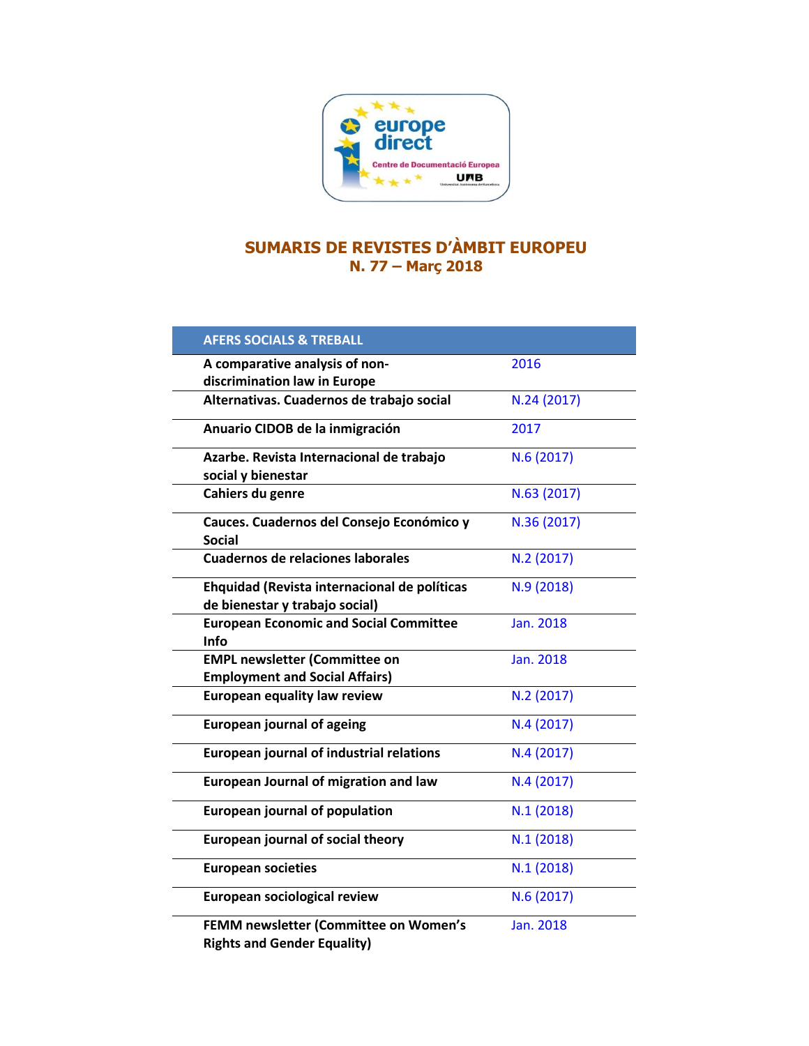# SUMARIS DE REVISTES D'ÀMBIT EUROPEU
## N. 77 – Març 2018

| AFERS SOCIALS & TREBALL | |
|---|---|
| **A comparative analysis of non-discrimination law in Europe** | 2016 |
| **Alternativas. Cuadernos de trabajo social** | N.24 (2017) |
| **Anuario CIDOB de la inmigración** | 2017 |
| **Azarbe. Revista Internacional de trabajo social y bienestar** | N.6 (2017) |
| **Cahiers du genre** | N.63 (2017) |
| **Cauces. Cuadernos del Consejo Económico y Social** | N.36 (2017) |
| **Cuadernos de relaciones laborales** | N.2 (2017) |
| **Ehquidad (Revista internacional de políticas de bienestar y trabajo social)** | N.9 (2018) |
| **European Economic and Social Committee Info** | Jan. 2018 |
| **EMPL newsletter (Committee on Employment and Social Affairs)** | Jan. 2018 |
| **European equality law review** | N.2 (2017) |
| **European journal of ageing** | N.4 (2017) |
| **European journal of industrial relations** | N.4 (2017) |
| **European Journal of migration and law** | N.4 (2017) |
| **European journal of population** | N.1 (2018) |
| **European journal of social theory** | N.1 (2018) |
| **European societies** | N.1 (2018) |
| **European sociological review** | N.6 (2017) |
| **FEMM newsletter (Committee on Women's Rights and Gender Equality)** | Jan. 2018 |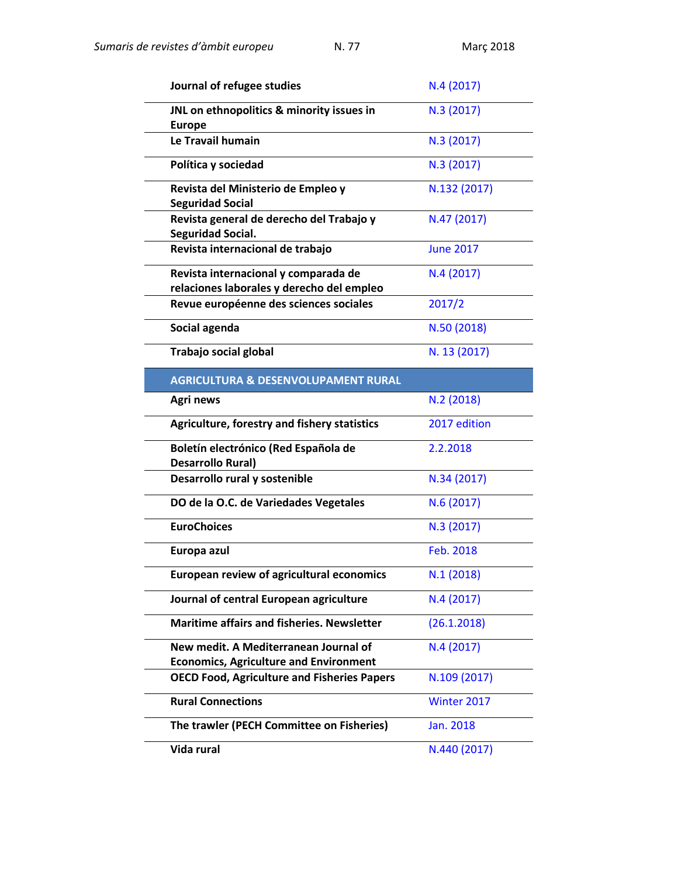| | |
|---|---|
| **Journal of refugee studies** | N.4 (2017) |
| **JNL on ethnopolitics & minority issues in Europe** | N.3 (2017) |
| **Le Travail humain** | N.3 (2017) |
| **Política y sociedad** | N.3 (2017) |
| **Revista del Ministerio de Empleo y Seguridad Social** | N.132 (2017) |
| **Revista general de derecho del Trabajo y Seguridad Social.** | N.47 (2017) |
| **Revista internacional de trabajo** | June 2017 |
| **Revista internacional y comparada de relaciones laborales y derecho del empleo** | N.4 (2017) |
| **Revue européenne des sciences sociales** | 2017/2 |
| **Social agenda** | N.50 (2018) |
| **Trabajo social global** | N. 13 (2017) |
| **AGRICULTURA & DESENVOLUPAMENT RURAL** | |
| **Agri news** | N.2 (2018) |
| **Agriculture, forestry and fishery statistics** | 2017 edition |
| **Boletín electrónico (Red Española de Desarrollo Rural)** | 2.2.2018 |
| **Desarrollo rural y sostenible** | N.34 (2017) |
| **DO de la O.C. de Variedades Vegetales** | N.6 (2017) |
| **EuroChoices** | N.3 (2017) |
| **Europa azul** | Feb. 2018 |
| **European review of agricultural economics** | N.1 (2018) |
| **Journal of central European agriculture** | N.4 (2017) |
| **Maritime affairs and fisheries. Newsletter** | (26.1.2018) |
| **New medit. A Mediterranean Journal of Economics, Agriculture and Environment** | N.4 (2017) |
| **OECD Food, Agriculture and Fisheries Papers** | N.109 (2017) |
| **Rural Connections** | Winter 2017 |
| **The trawler (PECH Committee on Fisheries)** | Jan. 2018 |
| **Vida rural** | N.440 (2017) |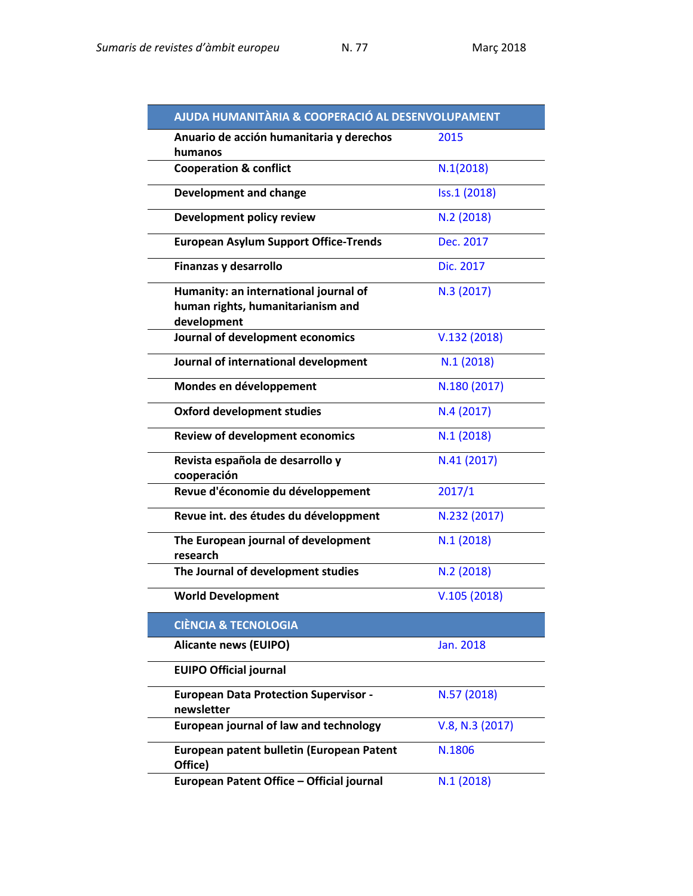| AJUDA HUMANITÀRIA & COOPERACIÓ AL DESENVOLUPAMENT | |
|---|---|
| **Anuario de acción humanitaria y derechos humanos** | 2015 |
| **Cooperation & conflict** | N.1(2018) |
| **Development and change** | Iss.1 (2018) |
| **Development policy review** | N.2 (2018) |
| **European Asylum Support Office-Trends** | Dec. 2017 |
| **Finanzas y desarrollo** | Dic. 2017 |
| **Humanity: an international journal of human rights, humanitarianism and development** | N.3 (2017) |
| **Journal of development economics** | V.132 (2018) |
| **Journal of international development** | N.1 (2018) |
| **Mondes en développement** | N.180 (2017) |
| **Oxford development studies** | N.4 (2017) |
| **Review of development economics** | N.1 (2018) |
| **Revista española de desarrollo y cooperación** | N.41 (2017) |
| **Revue d'économie du développement** | 2017/1 |
| **Revue int. des études du développment** | N.232 (2017) |
| **The European journal of development research** | N.1 (2018) |
| **The Journal of development studies** | N.2 (2018) |
| **World Development** | V.105 (2018) |

| CIÈNCIA & TECNOLOGIA | |
|---|---|
| **Alicante news (EUIPO)** | Jan. 2018 |
| **EUIPO Official journal** | |
| **European Data Protection Supervisor - newsletter** | N.57 (2018) |
| **European journal of law and technology** | V.8, N.3 (2017) |
| **European patent bulletin (European Patent Office)** | N.1806 |
| **European Patent Office – Official journal** | N.1 (2018) |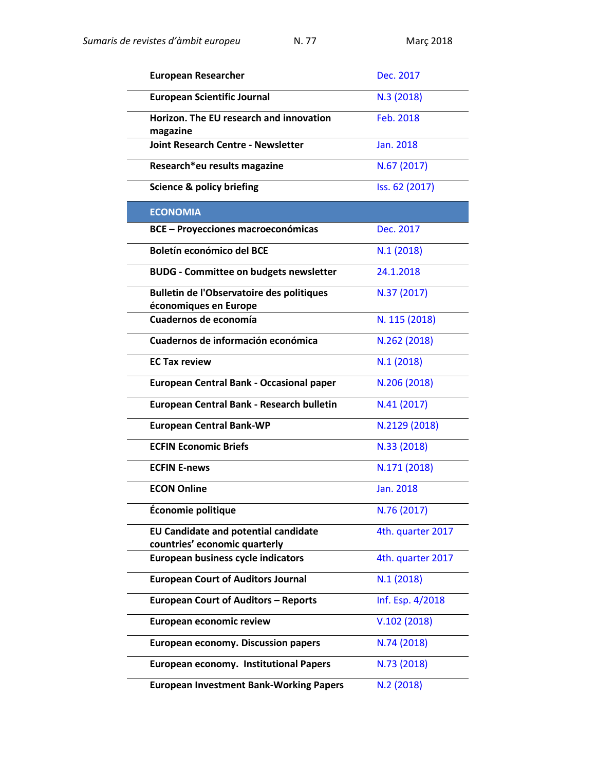| | |
|---|---|
| **European Researcher** | Dec. 2017 |
| **European Scientific Journal** | N.3 (2018) |
| **Horizon. The EU research and innovation magazine** | Feb. 2018 |
| **Joint Research Centre - Newsletter** | Jan. 2018 |
| **Research*eu results magazine** | N.67 (2017) |
| **Science & policy briefing** | Iss. 62 (2017) |
| **ECONOMIA** | |
| **BCE – Proyecciones macroeconómicas** | Dec. 2017 |
| **Boletín económico del BCE** | N.1 (2018) |
| **BUDG - Committee on budgets newsletter** | 24.1.2018 |
| **Bulletin de l'Observatoire des politiques économiques en Europe** | N.37 (2017) |
| **Cuadernos de economía** | N. 115 (2018) |
| **Cuadernos de información económica** | N.262 (2018) |
| **EC Tax review** | N.1 (2018) |
| **European Central Bank - Occasional paper** | N.206 (2018) |
| **European Central Bank - Research bulletin** | N.41 (2017) |
| **European Central Bank-WP** | N.2129 (2018) |
| **ECFIN Economic Briefs** | N.33 (2018) |
| **ECFIN E-news** | N.171 (2018) |
| **ECON Online** | Jan. 2018 |
| **Économie politique** | N.76 (2017) |
| **EU Candidate and potential candidate countries' economic quarterly** | 4th. quarter 2017 |
| **European business cycle indicators** | 4th. quarter 2017 |
| **European Court of Auditors Journal** | N.1 (2018) |
| **European Court of Auditors – Reports** | Inf. Esp. 4/2018 |
| **European economic review** | V.102 (2018) |
| **European economy. Discussion papers** | N.74 (2018) |
| **European economy. Institutional Papers** | N.73 (2018) |
| **European Investment Bank-Working Papers** | N.2 (2018) |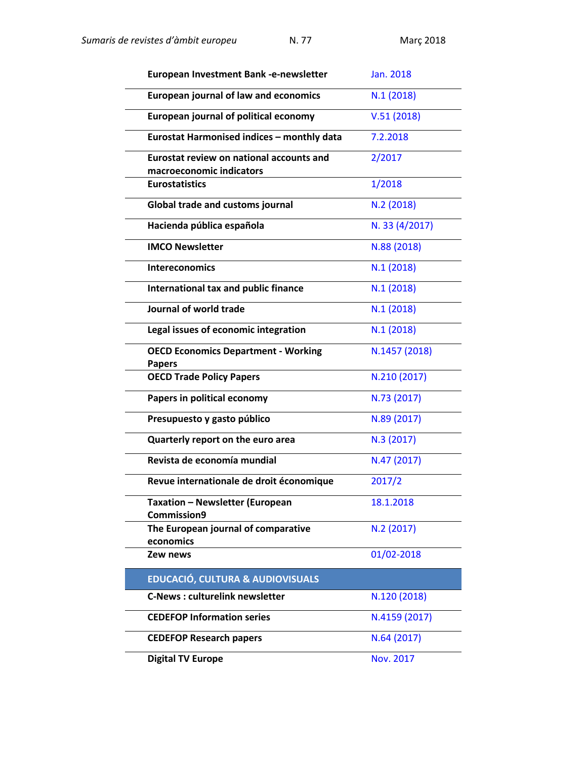| | |
|---|---|
| **European Investment Bank -e-newsletter** | Jan. 2018 |
| **European journal of law and economics** | N.1 (2018) |
| **European journal of political economy** | V.51 (2018) |
| **Eurostat Harmonised indices – monthly data** | 7.2.2018 |
| **Eurostat review on national accounts and macroeconomic indicators** | 2/2017 |
| **Eurostatistics** | 1/2018 |
| **Global trade and customs journal** | N.2 (2018) |
| **Hacienda pública española** | N. 33 (4/2017) |
| **IMCO Newsletter** | N.88 (2018) |
| **Intereconomics** | N.1 (2018) |
| **International tax and public finance** | N.1 (2018) |
| **Journal of world trade** | N.1 (2018) |
| **Legal issues of economic integration** | N.1 (2018) |
| **OECD Economics Department - Working Papers** | N.1457 (2018) |
| **OECD Trade Policy Papers** | N.210 (2017) |
| **Papers in political economy** | N.73 (2017) |
| **Presupuesto y gasto público** | N.89 (2017) |
| **Quarterly report on the euro area** | N.3 (2017) |
| **Revista de economía mundial** | N.47 (2017) |
| **Revue internationale de droit économique** | 2017/2 |
| **Taxation – Newsletter (European Commission9** | 18.1.2018 |
| **The European journal of comparative economics** | N.2 (2017) |
| **Zew news** | 01/02-2018 |

## EDUCACIÓ, CULTURA & AUDIOVISUALS

| | |
|---|---|
| **C-News : culturelink newsletter** | N.120 (2018) |
| **CEDEFOP Information series** | N.4159 (2017) |
| **CEDEFOP Research papers** | N.64 (2017) |
| **Digital TV Europe** | Nov. 2017 |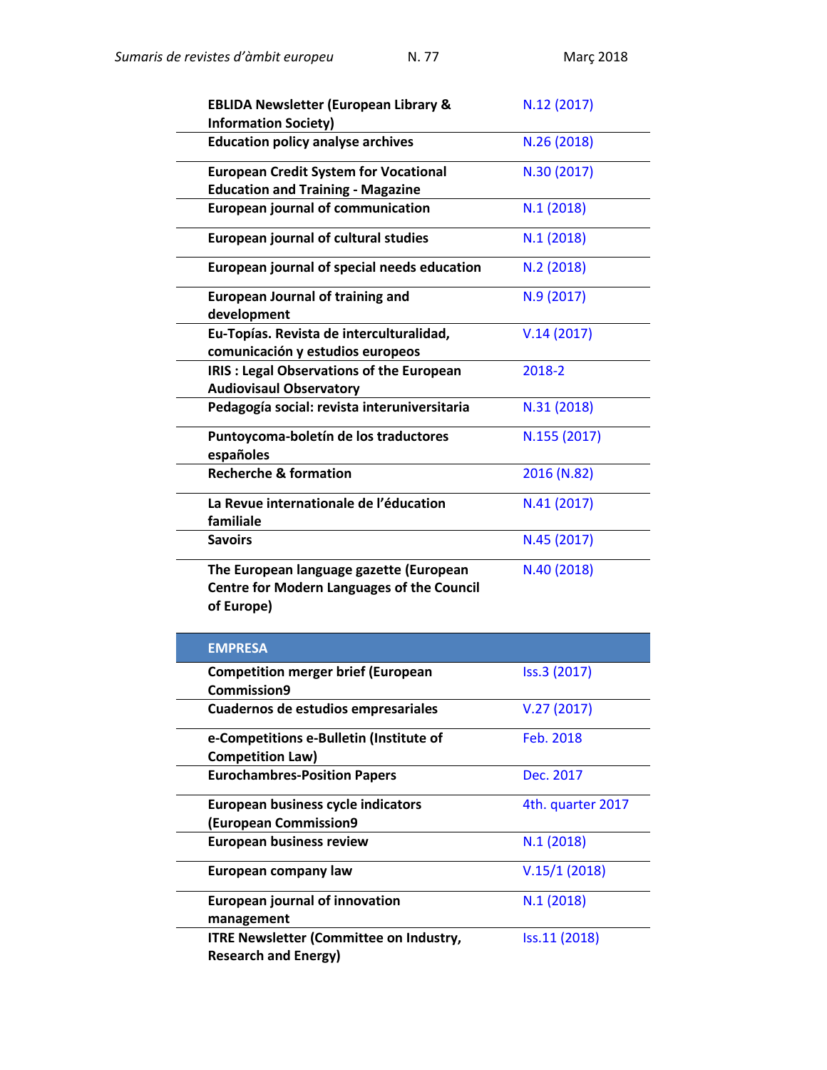| | |
|---|---|
| **EBLIDA Newsletter (European Library & Information Society)** | N.12 (2017) |
| **Education policy analyse archives** | N.26 (2018) |
| **European Credit System for Vocational Education and Training - Magazine** | N.30 (2017) |
| **European journal of communication** | N.1 (2018) |
| **European journal of cultural studies** | N.1 (2018) |
| **European journal of special needs education** | N.2 (2018) |
| **European Journal of training and development** | N.9 (2017) |
| **Eu-Topías. Revista de interculturalidad, comunicación y estudios europeos** | V.14 (2017) |
| **IRIS : Legal Observations of the European Audiovisaul Observatory** | 2018-2 |
| **Pedagogía social: revista interuniversitaria** | N.31 (2018) |
| **Puntoycoma-boletín de los traductores españoles** | N.155 (2017) |
| **Recherche & formation** | 2016 (N.82) |
| **La Revue internationale de l'éducation familiale** | N.41 (2017) |
| **Savoirs** | N.45 (2017) |
| **The European language gazette (European Centre for Modern Languages of the Council of Europe)** | N.40 (2018) |

| **EMPRESA** | |
|---|---|
| **Competition merger brief (European Commission9** | Iss.3 (2017) |
| **Cuadernos de estudios empresariales** | V.27 (2017) |
| **e-Competitions e-Bulletin (Institute of Competition Law)** | Feb. 2018 |
| **Eurochambres-Position Papers** | Dec. 2017 |
| **European business cycle indicators (European Commission9** | 4th. quarter 2017 |
| **European business review** | N.1 (2018) |
| **European company law** | V.15/1 (2018) |
| **European journal of innovation management** | N.1 (2018) |
| **ITRE Newsletter (Committee on Industry, Research and Energy)** | Iss.11 (2018) |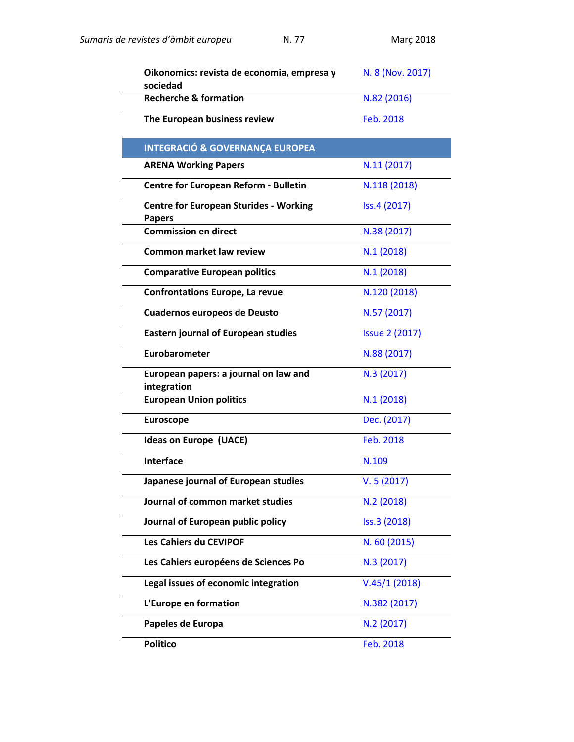| | |
|---|---|
| **Oikonomics: revista de economia, empresa y sociedad** | N. 8 (Nov. 2017) |
| **Recherche & formation** | N.82 (2016) |
| **The European business review** | Feb. 2018 |
| **INTEGRACIÓ & GOVERNANÇA EUROPEA** | |
| **ARENA Working Papers** | N.11 (2017) |
| **Centre for European Reform - Bulletin** | N.118 (2018) |
| **Centre for European Sturides - Working Papers** | Iss.4 (2017) |
| **Commission en direct** | N.38 (2017) |
| **Common market law review** | N.1 (2018) |
| **Comparative European politics** | N.1 (2018) |
| **Confrontations Europe, La revue** | N.120 (2018) |
| **Cuadernos europeos de Deusto** | N.57 (2017) |
| **Eastern journal of European studies** | Issue 2 (2017) |
| **Eurobarometer** | N.88 (2017) |
| **European papers: a journal on law and integration** | N.3 (2017) |
| **European Union politics** | N.1 (2018) |
| **Euroscope** | Dec. (2017) |
| **Ideas on Europe (UACE)** | Feb. 2018 |
| **Interface** | N.109 |
| **Japanese journal of European studies** | V. 5 (2017) |
| **Journal of common market studies** | N.2 (2018) |
| **Journal of European public policy** | Iss.3 (2018) |
| **Les Cahiers du CEVIPOF** | N. 60 (2015) |
| **Les Cahiers européens de Sciences Po** | N.3 (2017) |
| **Legal issues of economic integration** | V.45/1 (2018) |
| **L'Europe en formation** | N.382 (2017) |
| **Papeles de Europa** | N.2 (2017) |
| **Politico** | Feb. 2018 |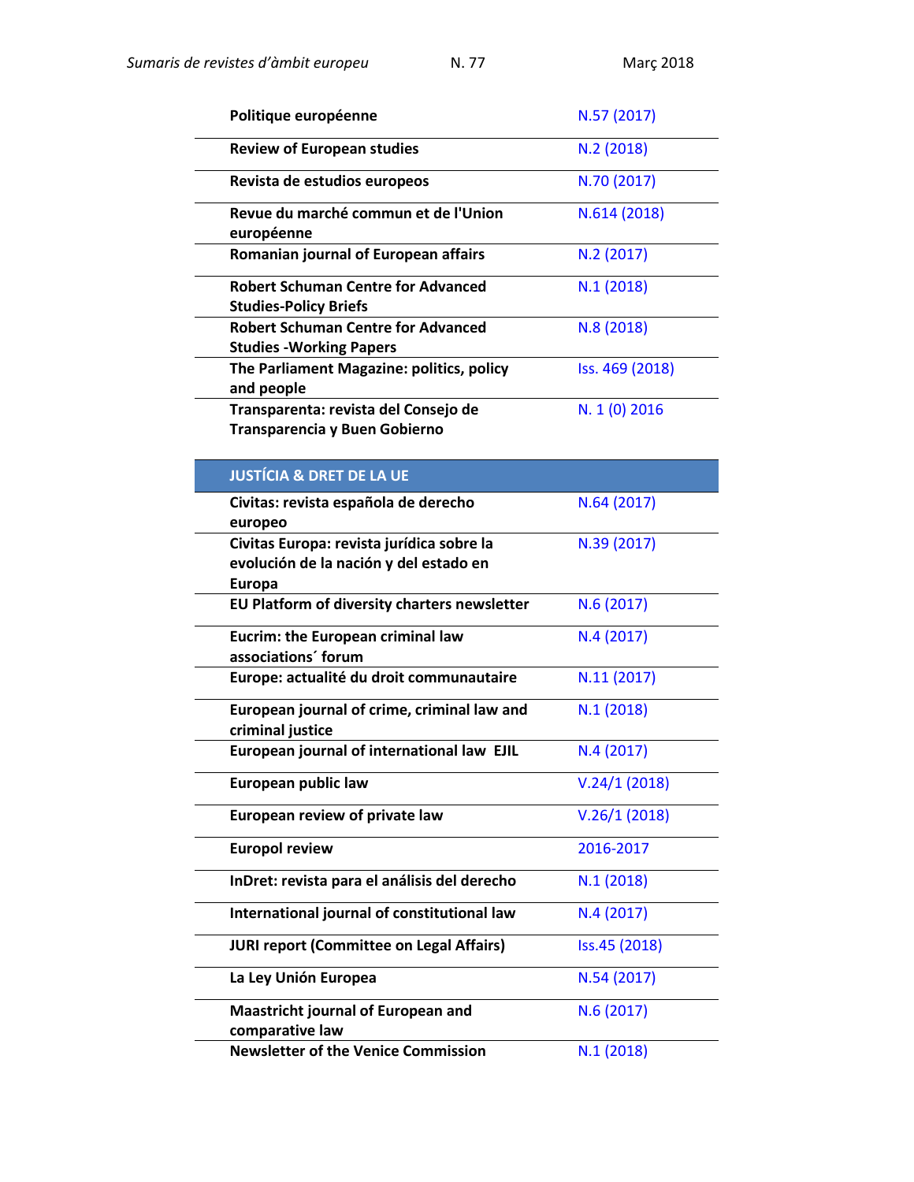| | |
|---|---|
| **Politique européenne** | N.57 (2017) |
| **Review of European studies** | N.2 (2018) |
| **Revista de estudios europeos** | N.70 (2017) |
| **Revue du marché commun et de l'Union européenne** | N.614 (2018) |
| **Romanian journal of European affairs** | N.2 (2017) |
| **Robert Schuman Centre for Advanced Studies-Policy Briefs** | N.1 (2018) |
| **Robert Schuman Centre for Advanced Studies -Working Papers** | N.8 (2018) |
| **The Parliament Magazine: politics, policy and people** | Iss. 469 (2018) |
| **Transparenta: revista del Consejo de Transparencia y Buen Gobierno** | N. 1 (0) 2016 |

## JUSTÍCIA & DRET DE LA UE

| | |
|---|---|
| **Civitas: revista española de derecho europeo** | N.64 (2017) |
| **Civitas Europa: revista jurídica sobre la evolución de la nación y del estado en Europa** | N.39 (2017) |
| **EU Platform of diversity charters newsletter** | N.6 (2017) |
| **Eucrim: the European criminal law associations´ forum** | N.4 (2017) |
| **Europe: actualité du droit communautaire** | N.11 (2017) |
| **European journal of crime, criminal law and criminal justice** | N.1 (2018) |
| **European journal of international law EJIL** | N.4 (2017) |
| **European public law** | V.24/1 (2018) |
| **European review of private law** | V.26/1 (2018) |
| **Europol review** | 2016-2017 |
| **InDret: revista para el análisis del derecho** | N.1 (2018) |
| **International journal of constitutional law** | N.4 (2017) |
| **JURI report (Committee on Legal Affairs)** | Iss.45 (2018) |
| **La Ley Unión Europea** | N.54 (2017) |
| **Maastricht journal of European and comparative law** | N.6 (2017) |
| **Newsletter of the Venice Commission** | N.1 (2018) |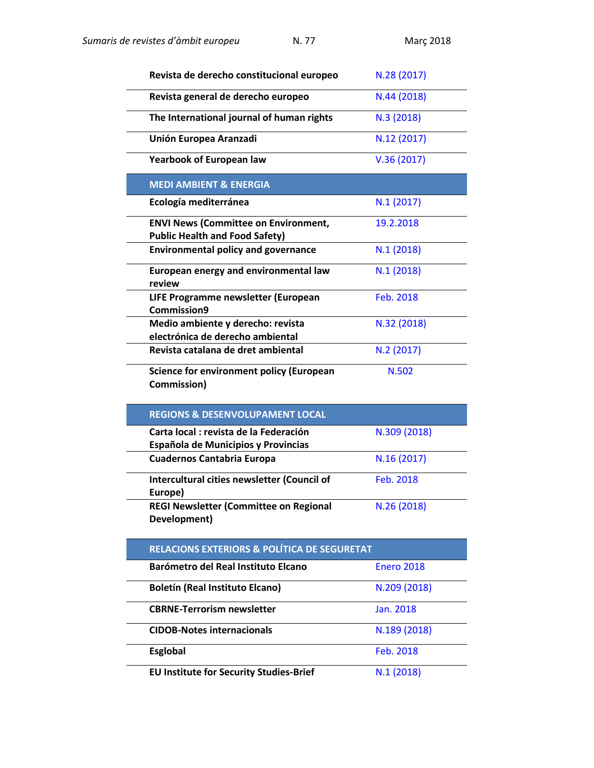| | |
|---|---|
| **Revista de derecho constitucional europeo** | N.28 (2017) |
| **Revista general de derecho europeo** | N.44 (2018) |
| **The International journal of human rights** | N.3 (2018) |
| **Unión Europea Aranzadi** | N.12 (2017) |
| **Yearbook of European law** | V.36 (2017) |

## MEDI AMBIENT & ENERGIA

| | |
|---|---|
| **Ecología mediterránea** | N.1 (2017) |
| **ENVI News (Committee on Environment, Public Health and Food Safety)** | 19.2.2018 |
| **Environmental policy and governance** | N.1 (2018) |
| **European energy and environmental law review** | N.1 (2018) |
| **LIFE Programme newsletter (European Commission9** | Feb. 2018 |
| **Medio ambiente y derecho: revista electrónica de derecho ambiental** | N.32 (2018) |
| **Revista catalana de dret ambiental** | N.2 (2017) |
| **Science for environment policy (European Commission)** | N.502 |

## REGIONS & DESENVOLUPAMENT LOCAL

| | |
|---|---|
| **Carta local : revista de la Federación Española de Municipios y Provincias** | N.309 (2018) |
| **Cuadernos Cantabria Europa** | N.16 (2017) |
| **Intercultural cities newsletter (Council of Europe)** | Feb. 2018 |
| **REGI Newsletter (Committee on Regional Development)** | N.26 (2018) |

## RELACIONS EXTERIORS & POLÍTICA DE SEGURETAT

| | |
|---|---|
| **Barómetro del Real Instituto Elcano** | Enero 2018 |
| **Boletín (Real Instituto Elcano)** | N.209 (2018) |
| **CBRNE-Terrorism newsletter** | Jan. 2018 |
| **CIDOB-Notes internacionals** | N.189 (2018) |
| **Esglobal** | Feb. 2018 |
| **EU Institute for Security Studies-Brief** | N.1 (2018) |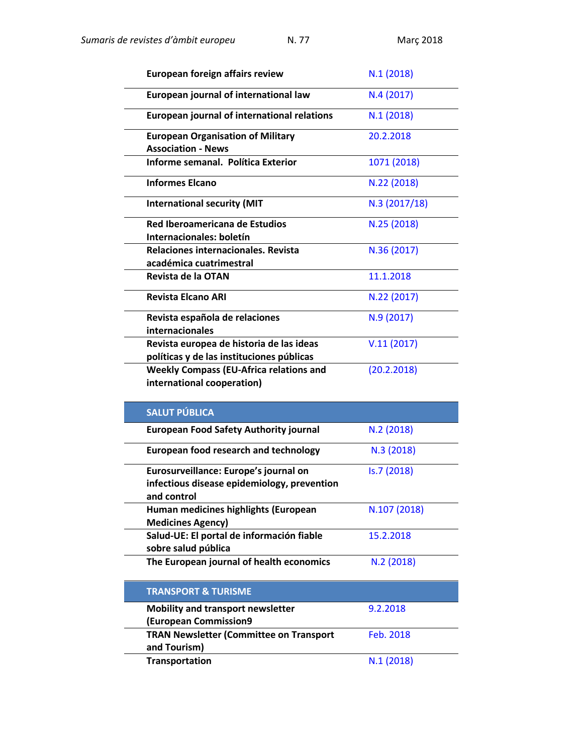| | |
|---|---|
| **European foreign affairs review** | N.1 (2018) |
| **European journal of international law** | N.4 (2017) |
| **European journal of international relations** | N.1 (2018) |
| **European Organisation of Military Association - News** | 20.2.2018 |
| **Informe semanal. Política Exterior** | 1071 (2018) |
| **Informes Elcano** | N.22 (2018) |
| **International security (MIT** | N.3 (2017/18) |
| **Red Iberoamericana de Estudios Internacionales: boletín** | N.25 (2018) |
| **Relaciones internacionales. Revista académica cuatrimestral** | N.36 (2017) |
| **Revista de la OTAN** | 11.1.2018 |
| **Revista Elcano ARI** | N.22 (2017) |
| **Revista española de relaciones internacionales** | N.9 (2017) |
| **Revista europea de historia de las ideas políticas y de las instituciones públicas** | V.11 (2017) |
| **Weekly Compass (EU-Africa relations and international cooperation)** | (20.2.2018) |

## SALUT PÚBLICA

| | |
|---|---|
| **European Food Safety Authority journal** | N.2 (2018) |
| **European food research and technology** | N.3 (2018) |
| **Eurosurveillance: Europe's journal on infectious disease epidemiology, prevention and control** | Is.7 (2018) |
| **Human medicines highlights (European Medicines Agency)** | N.107 (2018) |
| **Salud-UE: El portal de información fiable sobre salud pública** | 15.2.2018 |
| **The European journal of health economics** | N.2 (2018) |

## TRANSPORT & TURISME

| | |
|---|---|
| **Mobility and transport newsletter (European Commission9** | 9.2.2018 |
| **TRAN Newsletter (Committee on Transport and Tourism)** | Feb. 2018 |
| **Transportation** | N.1 (2018) |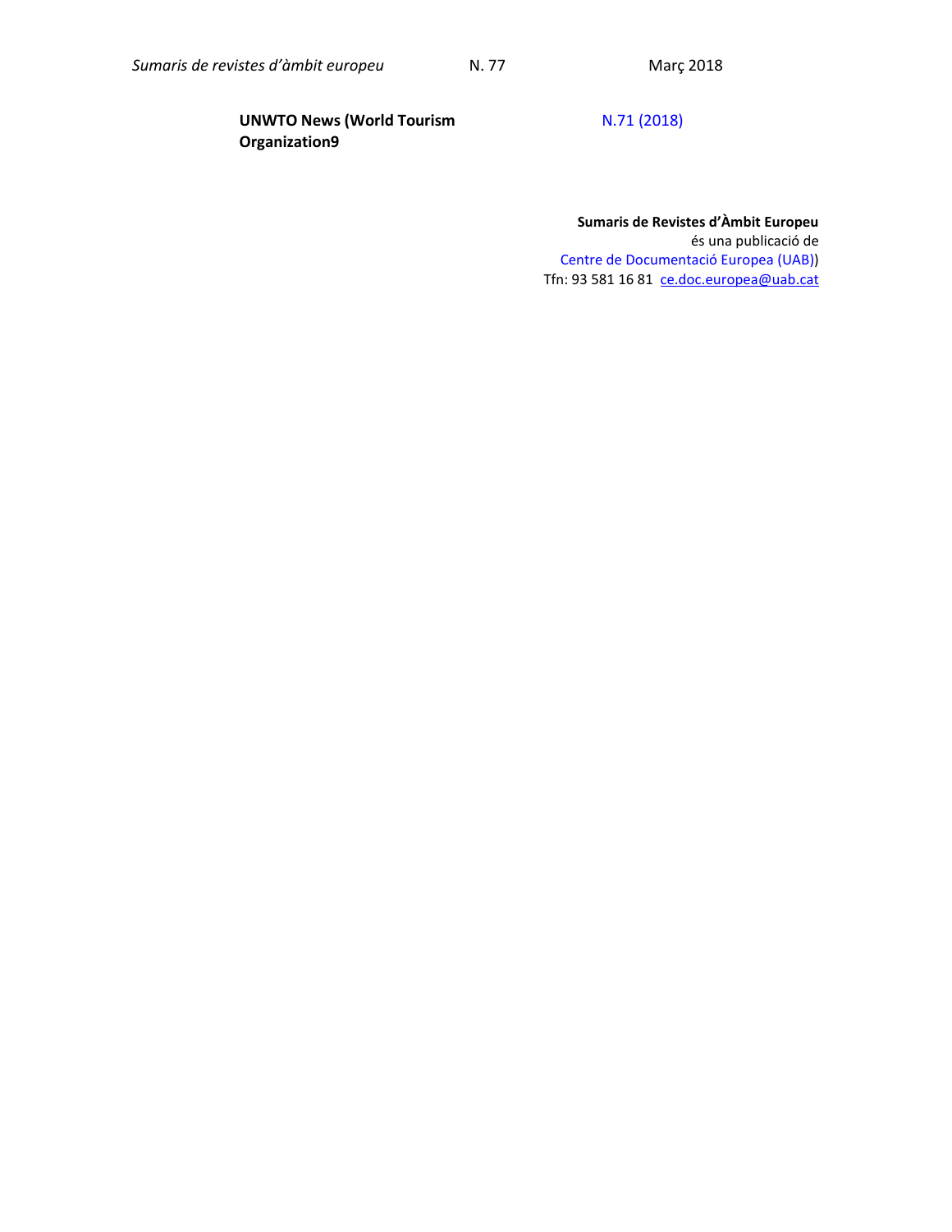| | |
|---|---|
| **UNWTO News (World Tourism Organization9** | N.71 (2018) |

**Sumaris de Revistes d'Àmbit Europeu**
és una publicació de
Centre de Documentació Europea (UAB))
Tfn: 93 581 16 81 ce.doc.europea@uab.cat